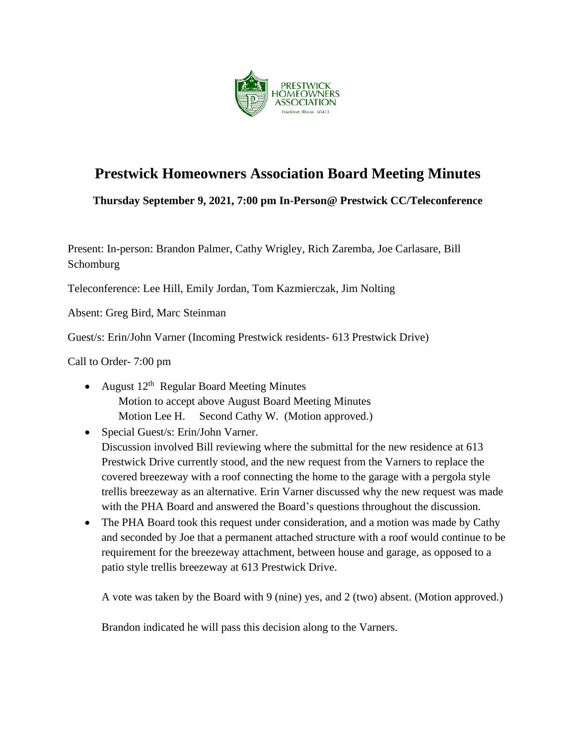PRESTWICK HOMEOWNERS ASSOCIATION
Frankfort, Illinois 60423

# Prestwick Homeowners Association Board Meeting Minutes

**Thursday September 9, 2021, 7:00 pm In-Person@ Prestwick CC/Teleconference**

Present: In-person: Brandon Palmer, Cathy Wrigley, Rich Zaremba, Joe Carlasare, Bill Schomburg

Teleconference: Lee Hill, Emily Jordan, Tom Kazmierczak, Jim Nolting

Absent: Greg Bird, Marc Steinman

Guest/s: Erin/John Varner (Incoming Prestwick residents- 613 Prestwick Drive)

Call to Order- 7:00 pm

- August 12th Regular Board Meeting Minutes
  Motion to accept above August Board Meeting Minutes
  Motion Lee H. Second Cathy W. (Motion approved.)
- Special Guest/s: Erin/John Varner.
  Discussion involved Bill reviewing where the submittal for the new residence at 613 Prestwick Drive currently stood, and the new request from the Varners to replace the covered breezeway with a roof connecting the home to the garage with a pergola style trellis breezeway as an alternative. Erin Varner discussed why the new request was made with the PHA Board and answered the Board's questions throughout the discussion.
- The PHA Board took this request under consideration, and a motion was made by Cathy and seconded by Joe that a permanent attached structure with a roof would continue to be requirement for the breezeway attachment, between house and garage, as opposed to a patio style trellis breezeway at 613 Prestwick Drive.

  A vote was taken by the Board with 9 (nine) yes, and 2 (two) absent. (Motion approved.)

  Brandon indicated he will pass this decision along to the Varners.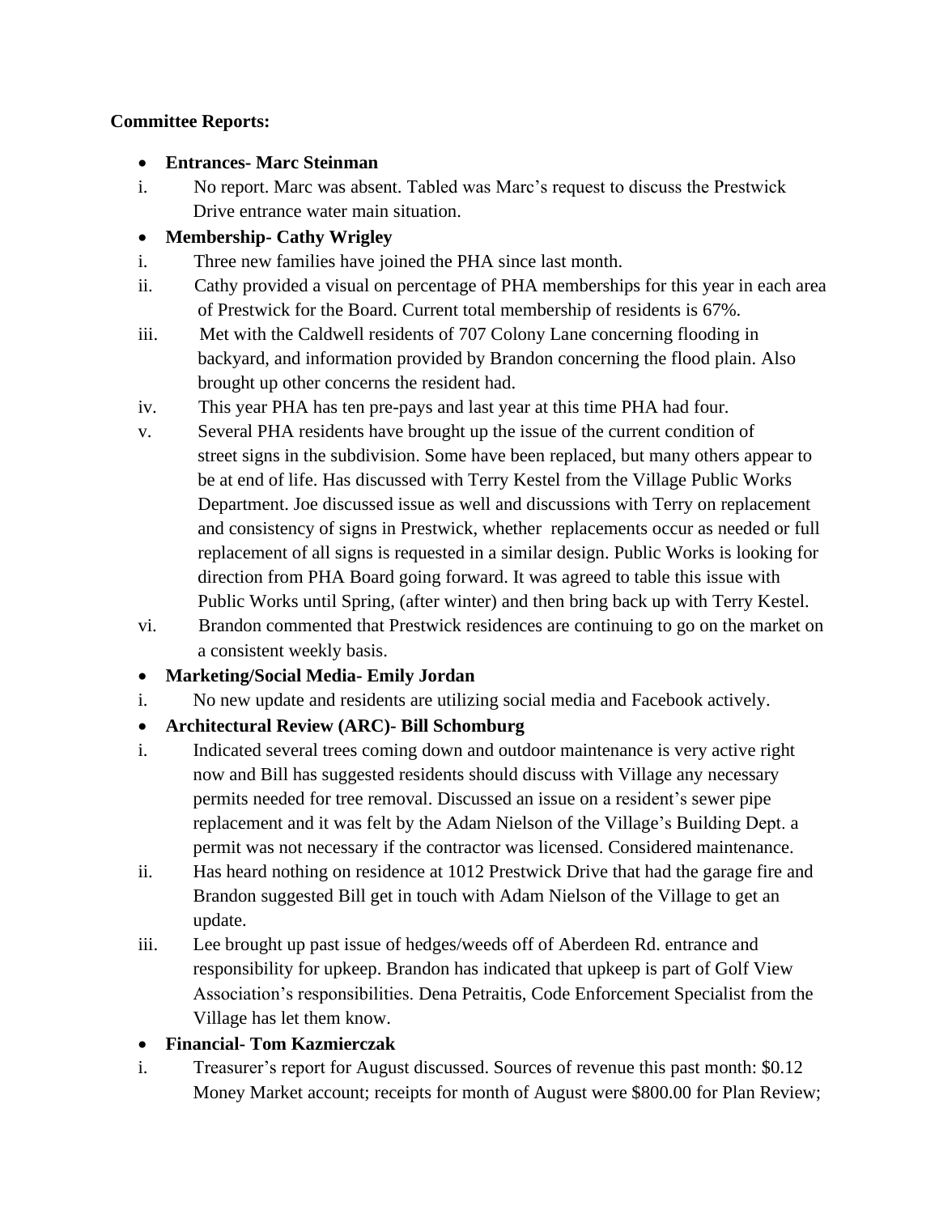**Committee Reports:**

- **Entrances- Marc Steinman**

i. No report. Marc was absent. Tabled was Marc's request to discuss the Prestwick Drive entrance water main situation.

- **Membership- Cathy Wrigley**

i. Three new families have joined the PHA since last month.

ii. Cathy provided a visual on percentage of PHA memberships for this year in each area of Prestwick for the Board. Current total membership of residents is 67%.

iii. Met with the Caldwell residents of 707 Colony Lane concerning flooding in backyard, and information provided by Brandon concerning the flood plain. Also brought up other concerns the resident had.

iv. This year PHA has ten pre-pays and last year at this time PHA had four.

v. Several PHA residents have brought up the issue of the current condition of street signs in the subdivision. Some have been replaced, but many others appear to be at end of life. Has discussed with Terry Kestel from the Village Public Works Department. Joe discussed issue as well and discussions with Terry on replacement and consistency of signs in Prestwick, whether replacements occur as needed or full replacement of all signs is requested in a similar design. Public Works is looking for direction from PHA Board going forward. It was agreed to table this issue with Public Works until Spring, (after winter) and then bring back up with Terry Kestel.

vi. Brandon commented that Prestwick residences are continuing to go on the market on a consistent weekly basis.

- **Marketing/Social Media- Emily Jordan**

i. No new update and residents are utilizing social media and Facebook actively.

- **Architectural Review (ARC)- Bill Schomburg**

i. Indicated several trees coming down and outdoor maintenance is very active right now and Bill has suggested residents should discuss with Village any necessary permits needed for tree removal. Discussed an issue on a resident's sewer pipe replacement and it was felt by the Adam Nielson of the Village's Building Dept. a permit was not necessary if the contractor was licensed. Considered maintenance.

ii. Has heard nothing on residence at 1012 Prestwick Drive that had the garage fire and Brandon suggested Bill get in touch with Adam Nielson of the Village to get an update.

iii. Lee brought up past issue of hedges/weeds off of Aberdeen Rd. entrance and responsibility for upkeep. Brandon has indicated that upkeep is part of Golf View Association's responsibilities. Dena Petraitis, Code Enforcement Specialist from the Village has let them know.

- **Financial- Tom Kazmierczak**

i. Treasurer's report for August discussed. Sources of revenue this past month: $0.12 Money Market account; receipts for month of August were $800.00 for Plan Review;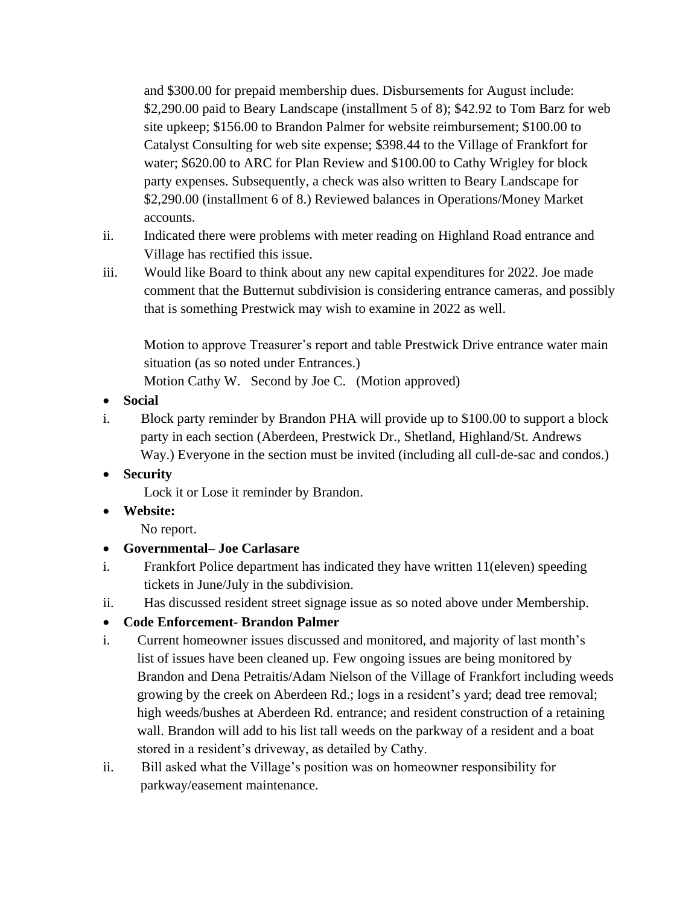and $300.00 for prepaid membership dues. Disbursements for August include: $2,290.00 paid to Beary Landscape (installment 5 of 8); $42.92 to Tom Barz for web site upkeep; $156.00 to Brandon Palmer for website reimbursement; $100.00 to Catalyst Consulting for web site expense; $398.44 to the Village of Frankfort for water; $620.00 to ARC for Plan Review and $100.00 to Cathy Wrigley for block party expenses. Subsequently, a check was also written to Beary Landscape for $2,290.00 (installment 6 of 8.) Reviewed balances in Operations/Money Market accounts.

ii. Indicated there were problems with meter reading on Highland Road entrance and Village has rectified this issue.

iii. Would like Board to think about any new capital expenditures for 2022. Joe made comment that the Butternut subdivision is considering entrance cameras, and possibly that is something Prestwick may wish to examine in 2022 as well.

Motion to approve Treasurer's report and table Prestwick Drive entrance water main situation (as so noted under Entrances.)
Motion Cathy W. Second by Joe C. (Motion approved)

- **Social**

i. Block party reminder by Brandon PHA will provide up to $100.00 to support a block party in each section (Aberdeen, Prestwick Dr., Shetland, Highland/St. Andrews Way.) Everyone in the section must be invited (including all cull-de-sac and condos.)

- **Security**

Lock it or Lose it reminder by Brandon.

- **Website:**

No report.

- **Governmental– Joe Carlasare**

i. Frankfort Police department has indicated they have written 11(eleven) speeding tickets in June/July in the subdivision.

ii. Has discussed resident street signage issue as so noted above under Membership.

- **Code Enforcement- Brandon Palmer**

i. Current homeowner issues discussed and monitored, and majority of last month's list of issues have been cleaned up. Few ongoing issues are being monitored by Brandon and Dena Petraitis/Adam Nielson of the Village of Frankfort including weeds growing by the creek on Aberdeen Rd.; logs in a resident's yard; dead tree removal; high weeds/bushes at Aberdeen Rd. entrance; and resident construction of a retaining wall. Brandon will add to his list tall weeds on the parkway of a resident and a boat stored in a resident's driveway, as detailed by Cathy.

ii. Bill asked what the Village's position was on homeowner responsibility for parkway/easement maintenance.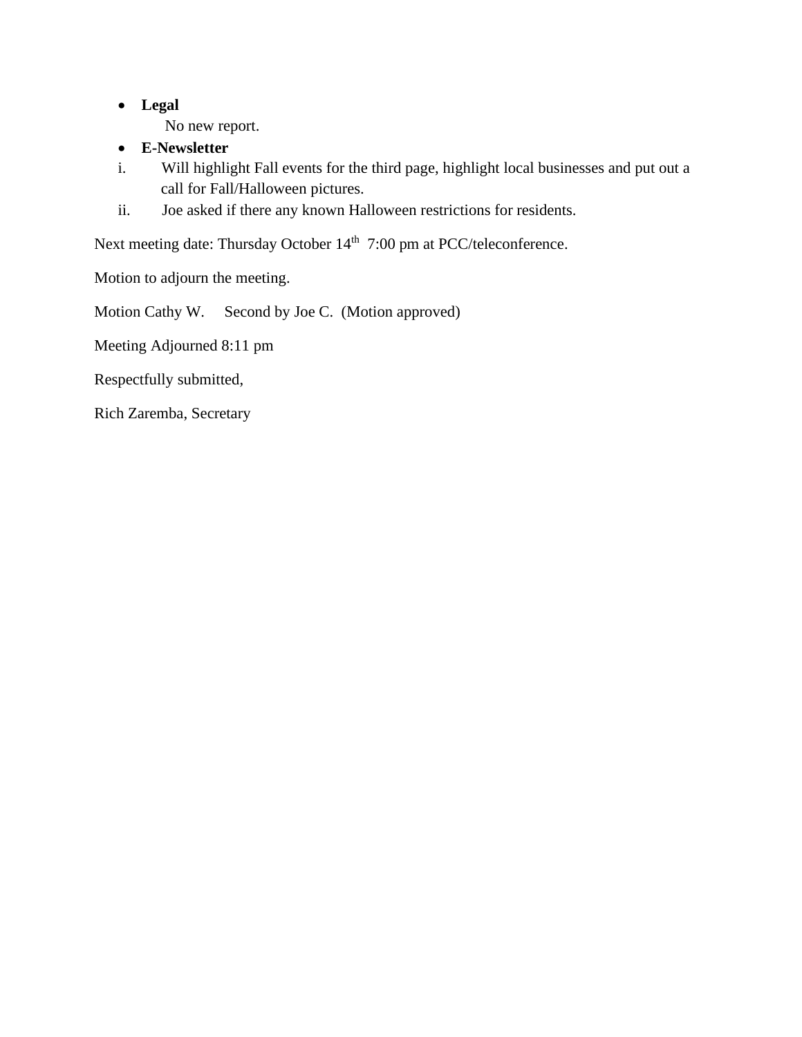- **Legal**
  
  No new report.
- **E-Newsletter**
  1. Will highlight Fall events for the third page, highlight local businesses and put out a call for Fall/Halloween pictures.
  2. Joe asked if there any known Halloween restrictions for residents.

Next meeting date: Thursday October 14th 7:00 pm at PCC/teleconference.

Motion to adjourn the meeting.

Motion Cathy W. Second by Joe C. (Motion approved)

Meeting Adjourned 8:11 pm

Respectfully submitted,

Rich Zaremba, Secretary